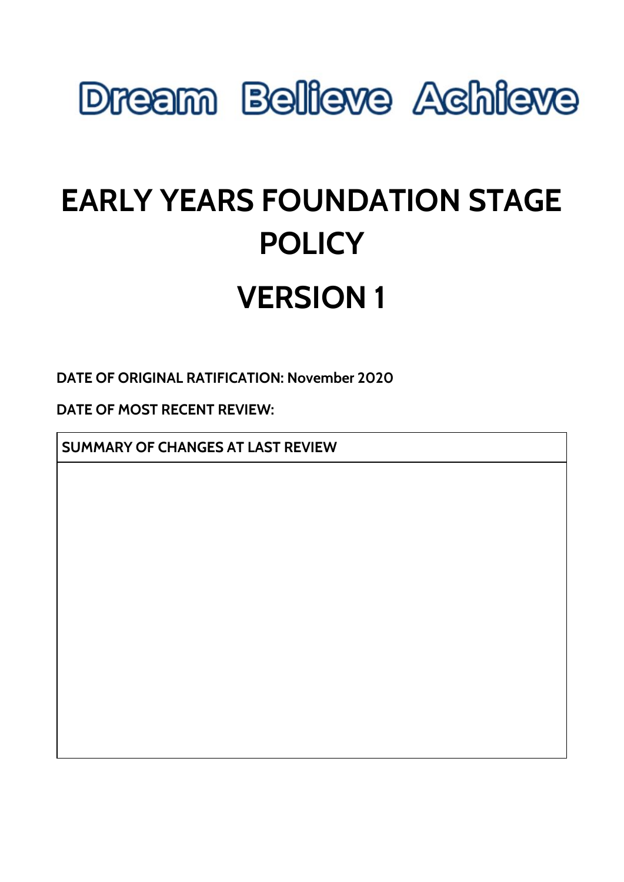# Dream Believe Achieve

# EARLY YEARS FOUNDATION STAGE POLICY

# VERSION 1

**DATE OF ORIGINAL RATIFICATION: November 2020**

**DATE OF MOST RECENT REVIEW:**

| SUMMARY OF CHANGES AT LAST REVIEW |
| --- |
| |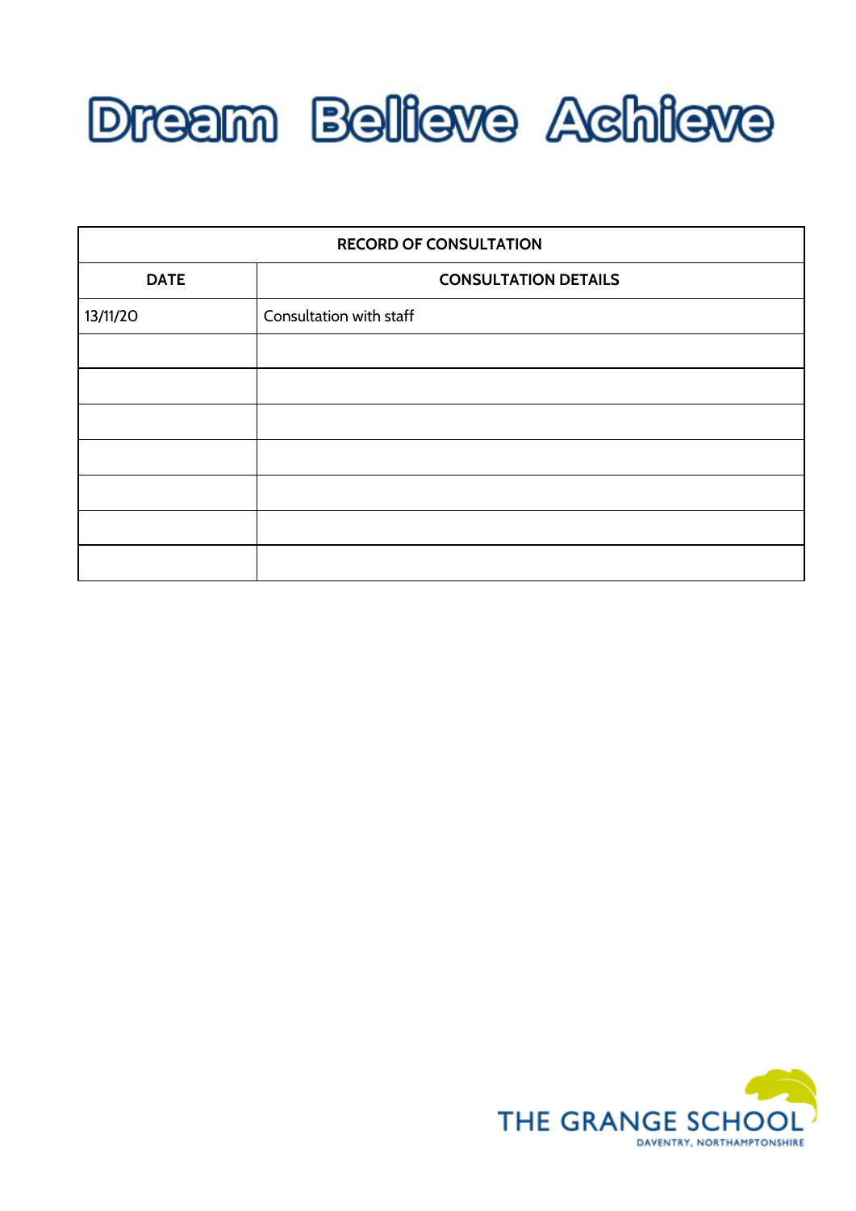# Dream Believe Achieve

| RECORD OF CONSULTATION | |
|---|---|
| **DATE** | **CONSULTATION DETAILS** |
| 13/11/20 | Consultation with staff |
| | |
| | |
| | |
| | |
| | |
| | |
| | |

THE GRANGE SCHOOL
DAVENTRY, NORTHAMPTONSHIRE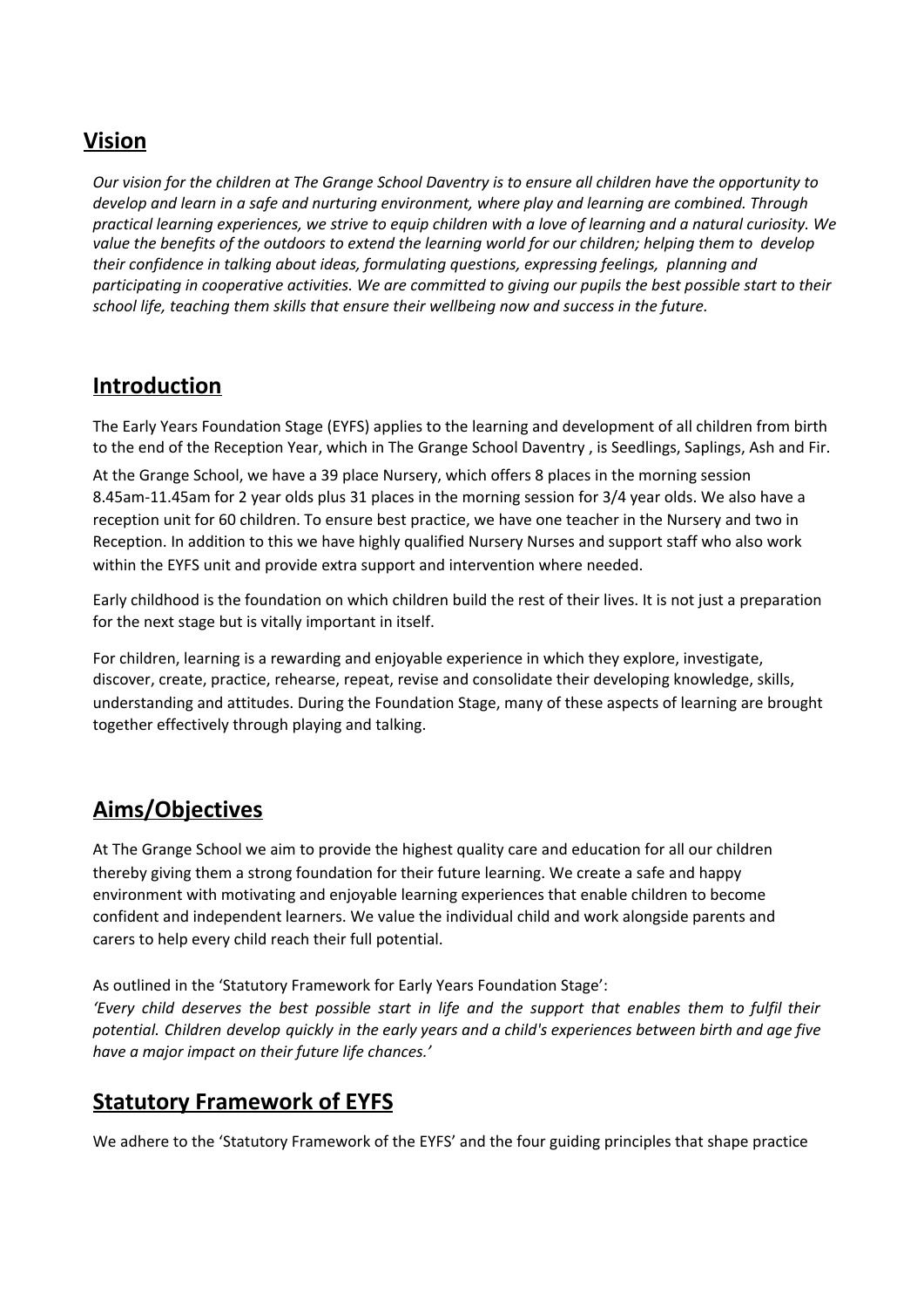## Vision

*Our vision for the children at The Grange School Daventry is to ensure all children have the opportunity to develop and learn in a safe and nurturing environment, where play and learning are combined. Through practical learning experiences, we strive to equip children with a love of learning and a natural curiosity. We value the benefits of the outdoors to extend the learning world for our children; helping them to develop their confidence in talking about ideas, formulating questions, expressing feelings, planning and participating in cooperative activities. We are committed to giving our pupils the best possible start to their school life, teaching them skills that ensure their wellbeing now and success in the future.*

## Introduction

The Early Years Foundation Stage (EYFS) applies to the learning and development of all children from birth to the end of the Reception Year, which in The Grange School Daventry , is Seedlings, Saplings, Ash and Fir.

At the Grange School, we have a 39 place Nursery, which offers 8 places in the morning session 8.45am-11.45am for 2 year olds plus 31 places in the morning session for 3/4 year olds. We also have a reception unit for 60 children. To ensure best practice, we have one teacher in the Nursery and two in Reception. In addition to this we have highly qualified Nursery Nurses and support staff who also work within the EYFS unit and provide extra support and intervention where needed.

Early childhood is the foundation on which children build the rest of their lives. It is not just a preparation for the next stage but is vitally important in itself.

For children, learning is a rewarding and enjoyable experience in which they explore, investigate, discover, create, practice, rehearse, repeat, revise and consolidate their developing knowledge, skills, understanding and attitudes. During the Foundation Stage, many of these aspects of learning are brought together effectively through playing and talking.

## Aims/Objectives

At The Grange School we aim to provide the highest quality care and education for all our children thereby giving them a strong foundation for their future learning. We create a safe and happy environment with motivating and enjoyable learning experiences that enable children to become confident and independent learners. We value the individual child and work alongside parents and carers to help every child reach their full potential.

As outlined in the 'Statutory Framework for Early Years Foundation Stage':
*'Every child deserves the best possible start in life and the support that enables them to fulfil their potential. Children develop quickly in the early years and a child's experiences between birth and age five have a major impact on their future life chances.'*

## Statutory Framework of EYFS

We adhere to the 'Statutory Framework of the EYFS' and the four guiding principles that shape practice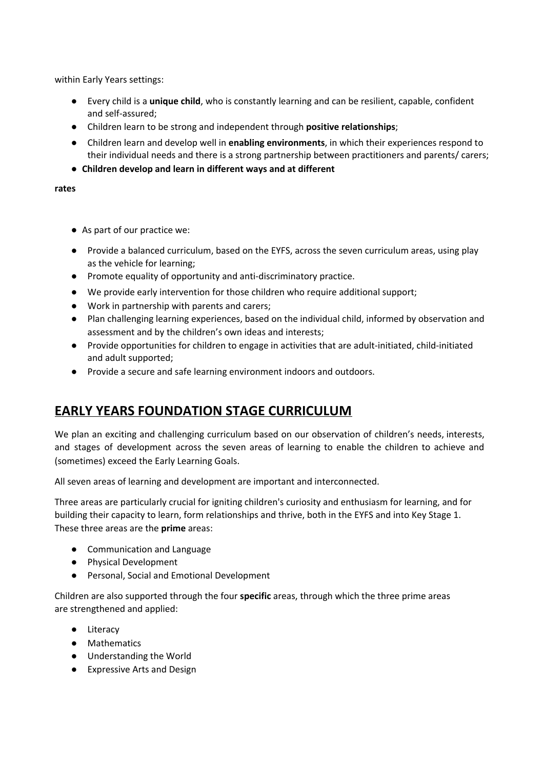within Early Years settings:

- Every child is a **unique child**, who is constantly learning and can be resilient, capable, confident and self-assured;
- Children learn to be strong and independent through **positive relationships**;
- Children learn and develop well in **enabling environments**, in which their experiences respond to their individual needs and there is a strong partnership between practitioners and parents/ carers;
- **Children develop and learn in different ways and at different**

**rates**

- As part of our practice we:

- Provide a balanced curriculum, based on the EYFS, across the seven curriculum areas, using play as the vehicle for learning;
- Promote equality of opportunity and anti-discriminatory practice.
- We provide early intervention for those children who require additional support;
- Work in partnership with parents and carers;
- Plan challenging learning experiences, based on the individual child, informed by observation and assessment and by the children's own ideas and interests;
- Provide opportunities for children to engage in activities that are adult-initiated, child-initiated and adult supported;
- Provide a secure and safe learning environment indoors and outdoors.

## EARLY YEARS FOUNDATION STAGE CURRICULUM

We plan an exciting and challenging curriculum based on our observation of children's needs, interests, and stages of development across the seven areas of learning to enable the children to achieve and (sometimes) exceed the Early Learning Goals.

All seven areas of learning and development are important and interconnected.

Three areas are particularly crucial for igniting children's curiosity and enthusiasm for learning, and for building their capacity to learn, form relationships and thrive, both in the EYFS and into Key Stage 1. These three areas are the **prime** areas:

- Communication and Language
- Physical Development
- Personal, Social and Emotional Development

Children are also supported through the four **specific** areas, through which the three prime areas are strengthened and applied:

- Literacy
- Mathematics
- Understanding the World
- Expressive Arts and Design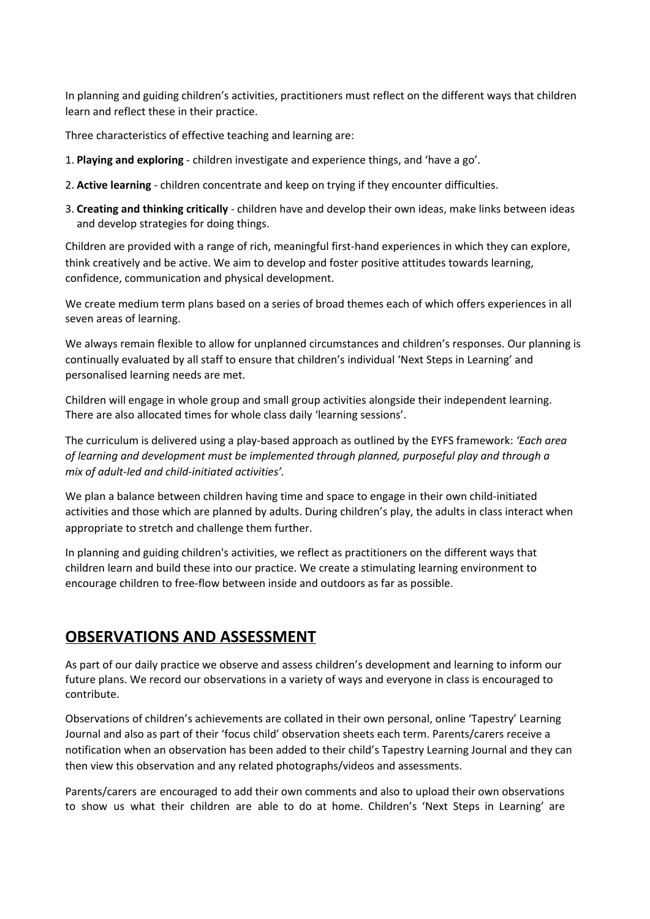In planning and guiding children's activities, practitioners must reflect on the different ways that children learn and reflect these in their practice.

Three characteristics of effective teaching and learning are:

1. **Playing and exploring** - children investigate and experience things, and 'have a go'.
2. **Active learning** - children concentrate and keep on trying if they encounter difficulties.
3. **Creating and thinking critically** - children have and develop their own ideas, make links between ideas and develop strategies for doing things.

Children are provided with a range of rich, meaningful first-hand experiences in which they can explore, think creatively and be active. We aim to develop and foster positive attitudes towards learning, confidence, communication and physical development.

We create medium term plans based on a series of broad themes each of which offers experiences in all seven areas of learning.

We always remain flexible to allow for unplanned circumstances and children's responses. Our planning is continually evaluated by all staff to ensure that children's individual 'Next Steps in Learning' and personalised learning needs are met.

Children will engage in whole group and small group activities alongside their independent learning. There are also allocated times for whole class daily 'learning sessions'.

The curriculum is delivered using a play-based approach as outlined by the EYFS framework: *'Each area of learning and development must be implemented through planned, purposeful play and through a mix of adult-led and child-initiated activities'.*

We plan a balance between children having time and space to engage in their own child-initiated activities and those which are planned by adults. During children's play, the adults in class interact when appropriate to stretch and challenge them further.

In planning and guiding children's activities, we reflect as practitioners on the different ways that children learn and build these into our practice. We create a stimulating learning environment to encourage children to free-flow between inside and outdoors as far as possible.

## OBSERVATIONS AND ASSESSMENT

As part of our daily practice we observe and assess children's development and learning to inform our future plans. We record our observations in a variety of ways and everyone in class is encouraged to contribute.

Observations of children's achievements are collated in their own personal, online 'Tapestry' Learning Journal and also as part of their 'focus child' observation sheets each term. Parents/carers receive a notification when an observation has been added to their child's Tapestry Learning Journal and they can then view this observation and any related photographs/videos and assessments.

Parents/carers are encouraged to add their own comments and also to upload their own observations to show us what their children are able to do at home. Children's 'Next Steps in Learning' are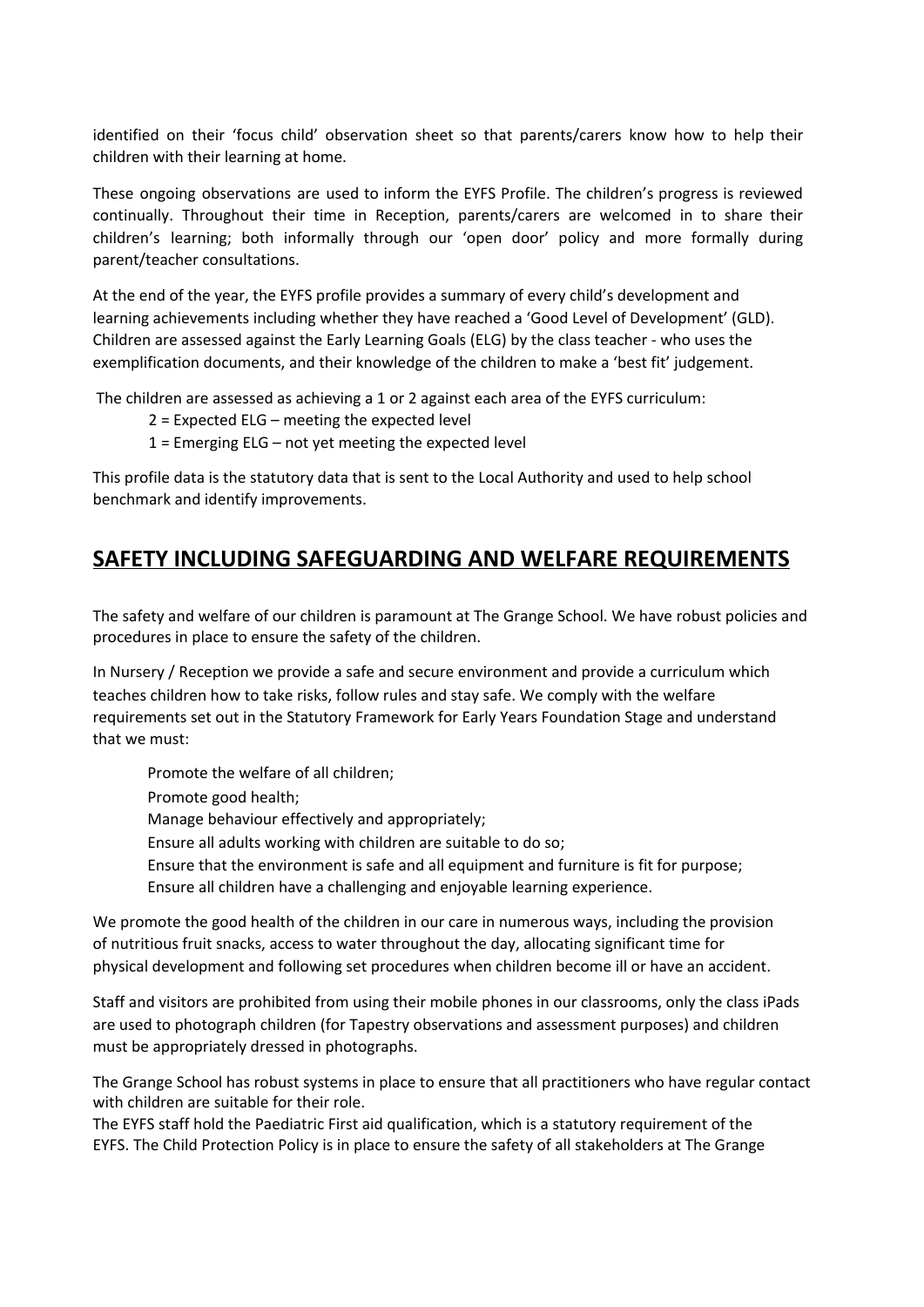identified on their 'focus child' observation sheet so that parents/carers know how to help their children with their learning at home.

These ongoing observations are used to inform the EYFS Profile. The children's progress is reviewed continually. Throughout their time in Reception, parents/carers are welcomed in to share their children's learning; both informally through our 'open door' policy and more formally during parent/teacher consultations.

At the end of the year, the EYFS profile provides a summary of every child's development and learning achievements including whether they have reached a 'Good Level of Development' (GLD). Children are assessed against the Early Learning Goals (ELG) by the class teacher - who uses the exemplification documents, and their knowledge of the children to make a 'best fit' judgement.

The children are assessed as achieving a 1 or 2 against each area of the EYFS curriculum:

2 = Expected ELG – meeting the expected level
1 = Emerging ELG – not yet meeting the expected level

This profile data is the statutory data that is sent to the Local Authority and used to help school benchmark and identify improvements.

## SAFETY INCLUDING SAFEGUARDING AND WELFARE REQUIREMENTS

The safety and welfare of our children is paramount at The Grange School. We have robust policies and procedures in place to ensure the safety of the children.

In Nursery / Reception we provide a safe and secure environment and provide a curriculum which teaches children how to take risks, follow rules and stay safe. We comply with the welfare requirements set out in the Statutory Framework for Early Years Foundation Stage and understand that we must:

- Promote the welfare of all children;
- Promote good health;
- Manage behaviour effectively and appropriately;
- Ensure all adults working with children are suitable to do so;
- Ensure that the environment is safe and all equipment and furniture is fit for purpose;
- Ensure all children have a challenging and enjoyable learning experience.

We promote the good health of the children in our care in numerous ways, including the provision of nutritious fruit snacks, access to water throughout the day, allocating significant time for physical development and following set procedures when children become ill or have an accident.

Staff and visitors are prohibited from using their mobile phones in our classrooms, only the class iPads are used to photograph children (for Tapestry observations and assessment purposes) and children must be appropriately dressed in photographs.

The Grange School has robust systems in place to ensure that all practitioners who have regular contact with children are suitable for their role.
The EYFS staff hold the Paediatric First aid qualification, which is a statutory requirement of the EYFS. The Child Protection Policy is in place to ensure the safety of all stakeholders at The Grange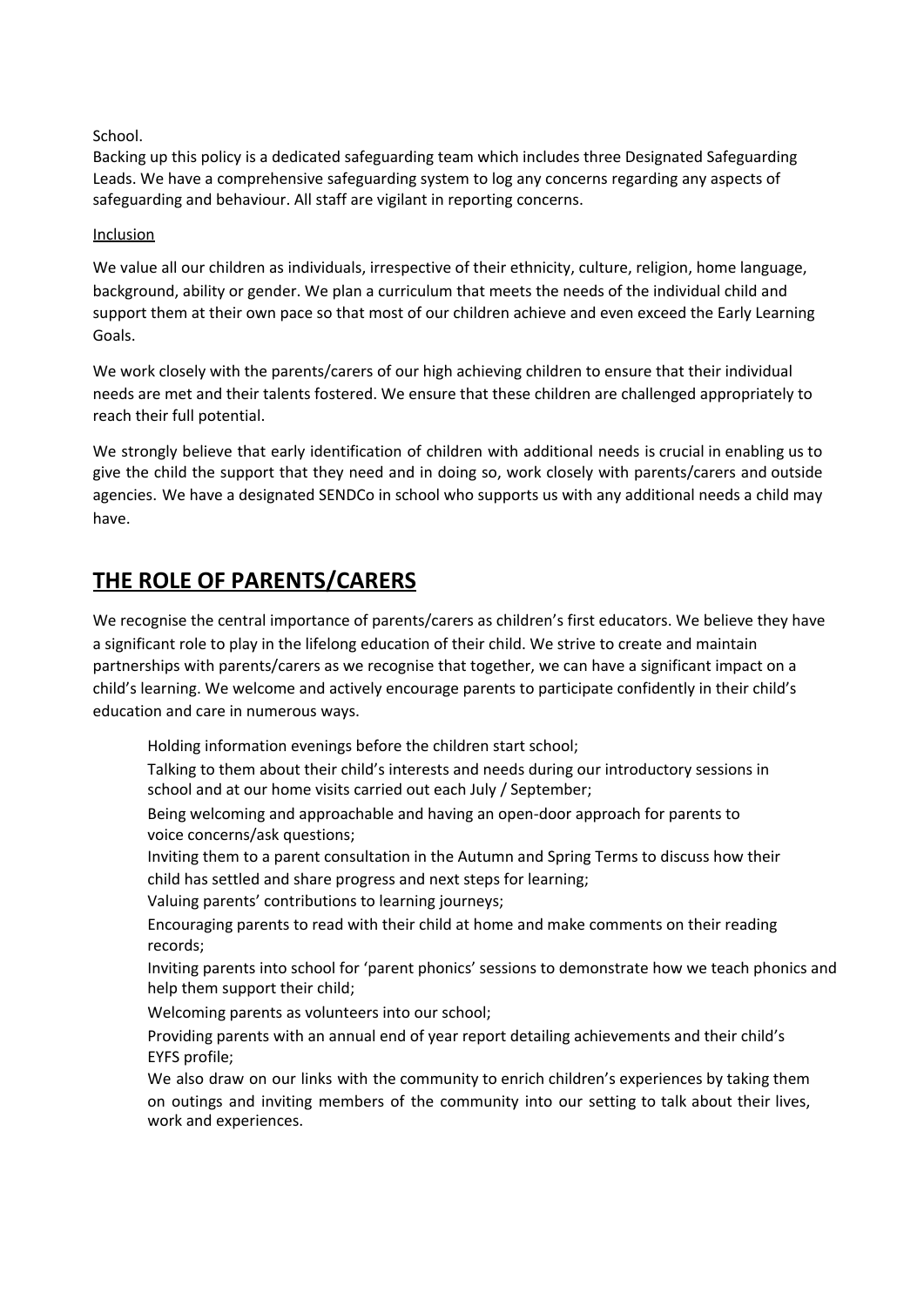School.

Backing up this policy is a dedicated safeguarding team which includes three Designated Safeguarding Leads. We have a comprehensive safeguarding system to log any concerns regarding any aspects of safeguarding and behaviour. All staff are vigilant in reporting concerns.

Inclusion

We value all our children as individuals, irrespective of their ethnicity, culture, religion, home language, background, ability or gender. We plan a curriculum that meets the needs of the individual child and support them at their own pace so that most of our children achieve and even exceed the Early Learning Goals.

We work closely with the parents/carers of our high achieving children to ensure that their individual needs are met and their talents fostered. We ensure that these children are challenged appropriately to reach their full potential.

We strongly believe that early identification of children with additional needs is crucial in enabling us to give the child the support that they need and in doing so, work closely with parents/carers and outside agencies. We have a designated SENDCo in school who supports us with any additional needs a child may have.

## THE ROLE OF PARENTS/CARERS

We recognise the central importance of parents/carers as children's first educators. We believe they have a significant role to play in the lifelong education of their child. We strive to create and maintain partnerships with parents/carers as we recognise that together, we can have a significant impact on a child's learning. We welcome and actively encourage parents to participate confidently in their child's education and care in numerous ways.

- Holding information evenings before the children start school;
- Talking to them about their child's interests and needs during our introductory sessions in school and at our home visits carried out each July / September;
- Being welcoming and approachable and having an open-door approach for parents to voice concerns/ask questions;
- Inviting them to a parent consultation in the Autumn and Spring Terms to discuss how their child has settled and share progress and next steps for learning;
- Valuing parents' contributions to learning journeys;
- Encouraging parents to read with their child at home and make comments on their reading records;
- Inviting parents into school for 'parent phonics' sessions to demonstrate how we teach phonics and help them support their child;
- Welcoming parents as volunteers into our school;
- Providing parents with an annual end of year report detailing achievements and their child's EYFS profile;
- We also draw on our links with the community to enrich children's experiences by taking them on outings and inviting members of the community into our setting to talk about their lives, work and experiences.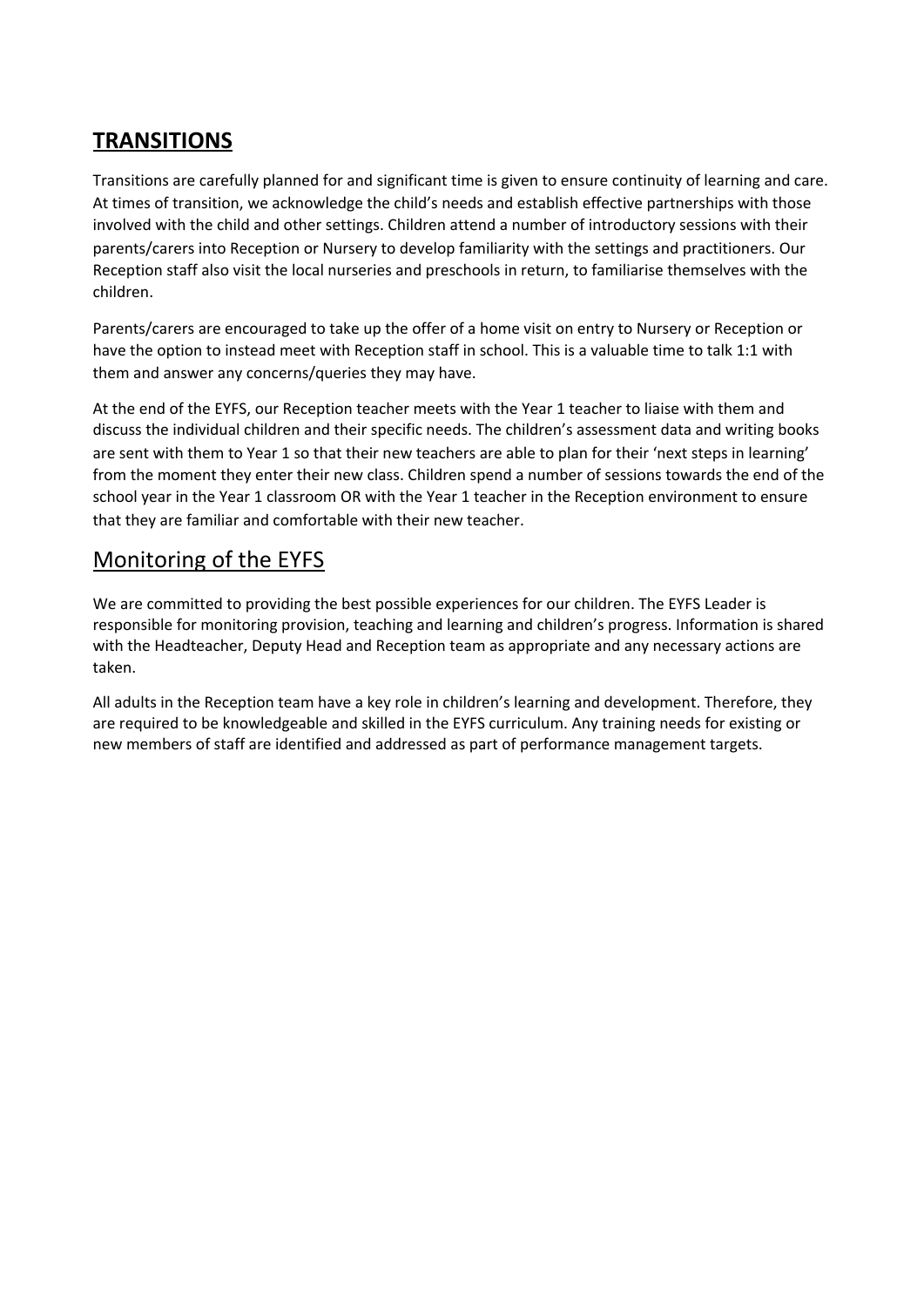## **TRANSITIONS**

Transitions are carefully planned for and significant time is given to ensure continuity of learning and care. At times of transition, we acknowledge the child's needs and establish effective partnerships with those involved with the child and other settings. Children attend a number of introductory sessions with their parents/carers into Reception or Nursery to develop familiarity with the settings and practitioners. Our Reception staff also visit the local nurseries and preschools in return, to familiarise themselves with the children.

Parents/carers are encouraged to take up the offer of a home visit on entry to Nursery or Reception or have the option to instead meet with Reception staff in school. This is a valuable time to talk 1:1 with them and answer any concerns/queries they may have.

At the end of the EYFS, our Reception teacher meets with the Year 1 teacher to liaise with them and discuss the individual children and their specific needs. The children's assessment data and writing books are sent with them to Year 1 so that their new teachers are able to plan for their 'next steps in learning' from the moment they enter their new class. Children spend a number of sessions towards the end of the school year in the Year 1 classroom OR with the Year 1 teacher in the Reception environment to ensure that they are familiar and comfortable with their new teacher.

## Monitoring of the EYFS

We are committed to providing the best possible experiences for our children. The EYFS Leader is responsible for monitoring provision, teaching and learning and children's progress. Information is shared with the Headteacher, Deputy Head and Reception team as appropriate and any necessary actions are taken.

All adults in the Reception team have a key role in children's learning and development. Therefore, they are required to be knowledgeable and skilled in the EYFS curriculum. Any training needs for existing or new members of staff are identified and addressed as part of performance management targets.